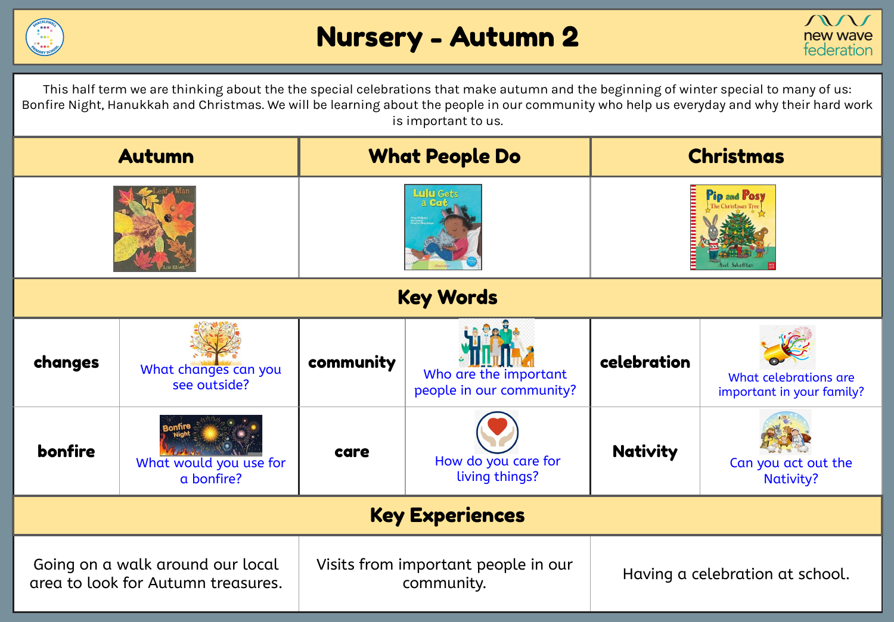# Nursery - Autumn 2

This half term we are thinking about the the special celebrations that make autumn and the beginning of winter special to many of us: Bonfire Night, Hanukkah and Christmas. We will be learning about the people in our community who help us everyday and why their hard work is important to us.

| Autumn | What People Do | Christmas |
|---|---|---|
| Leaf Man (Lois Ehlert) | Lulu Gets a Cat | Pip and Posy: The Christmas Tree (Axel Scheffler) |

## Key Words

| | | | | | |
|---|---|---|---|---|---|
| **changes** | What changes can you see outside? | **community** | Who are the important people in our community? | **celebration** | What celebrations are important in your family? |
| **bonfire** | What would you use for a bonfire? | **care** | How do you care for living things? | **Nativity** | Can you act out the Nativity? |

## Key Experiences

| | | |
|---|---|---|
| Going on a walk around our local area to look for Autumn treasures. | Visits from important people in our community. | Having a celebration at school. |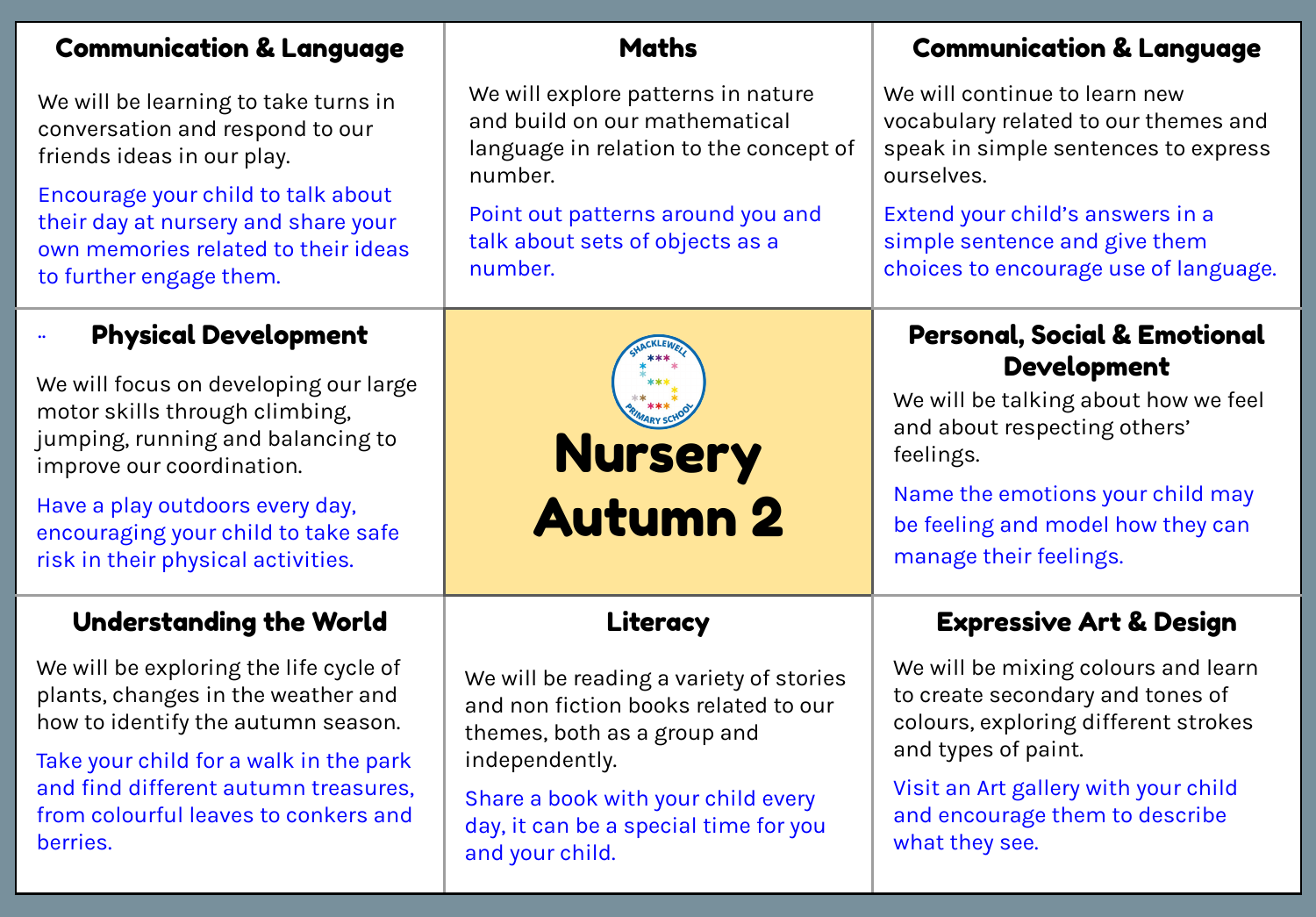# Nursery Autumn 2

## Communication & Language

We will be learning to take turns in conversation and respond to our friends ideas in our play.

Encourage your child to talk about their day at nursery and share your own memories related to their ideas to further engage them.

## Maths

We will explore patterns in nature and build on our mathematical language in relation to the concept of number.

Point out patterns around you and talk about sets of objects as a number.

## Communication & Language

We will continue to learn new vocabulary related to our themes and speak in simple sentences to express ourselves.

Extend your child's answers in a simple sentence and give them choices to encourage use of language.

## Physical Development

We will focus on developing our large motor skills through climbing, jumping, running and balancing to improve our coordination.

Have a play outdoors every day, encouraging your child to take safe risk in their physical activities.

## Personal, Social & Emotional Development

We will be talking about how we feel and about respecting others' feelings.

Name the emotions your child may be feeling and model how they can manage their feelings.

## Understanding the World

We will be exploring the life cycle of plants, changes in the weather and how to identify the autumn season.

Take your child for a walk in the park and find different autumn treasures, from colourful leaves to conkers and berries.

## Literacy

We will be reading a variety of stories and non fiction books related to our themes, both as a group and independently.

Share a book with your child every day, it can be a special time for you and your child.

## Expressive Art & Design

We will be mixing colours and learn to create secondary and tones of colours, exploring different strokes and types of paint.

Visit an Art gallery with your child and encourage them to describe what they see.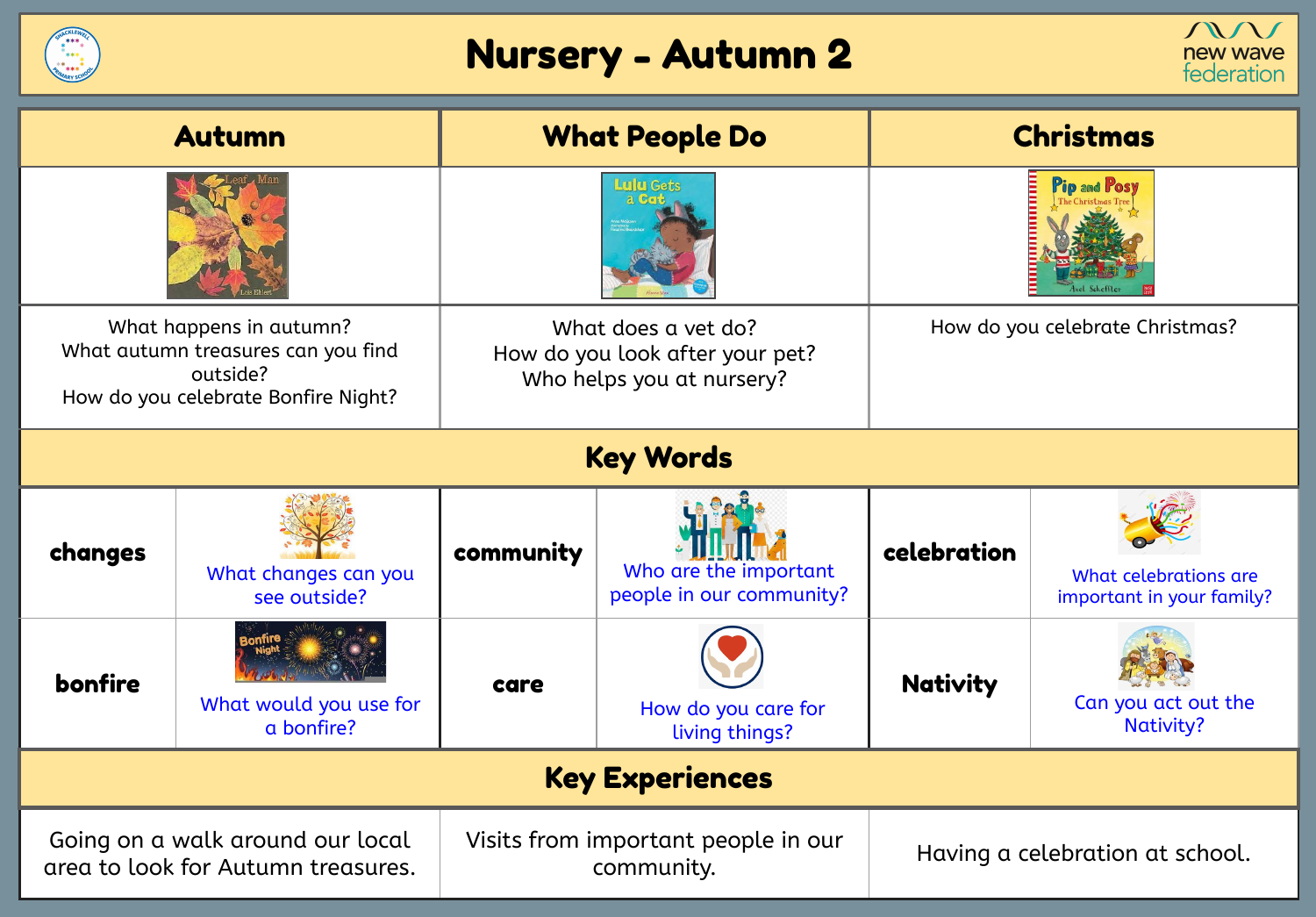# Nursery - Autumn 2

| Autumn | What People Do | Christmas |
| --- | --- | --- |
| What happens in autumn? What autumn treasures can you find outside? How do you celebrate Bonfire Night? | What does a vet do? How do you look after your pet? Who helps you at nursery? | How do you celebrate Christmas? |

## Key Words

| | | | | | |
| --- | --- | --- | --- | --- | --- |
| **changes** | What changes can you see outside? | **community** | Who are the important people in our community? | **celebration** | What celebrations are important in your family? |
| **bonfire** | What would you use for a bonfire? | **care** | How do you care for living things? | **Nativity** | Can you act out the Nativity? |

## Key Experiences

| | | |
| --- | --- | --- |
| Going on a walk around our local area to look for Autumn treasures. | Visits from important people in our community. | Having a celebration at school. |